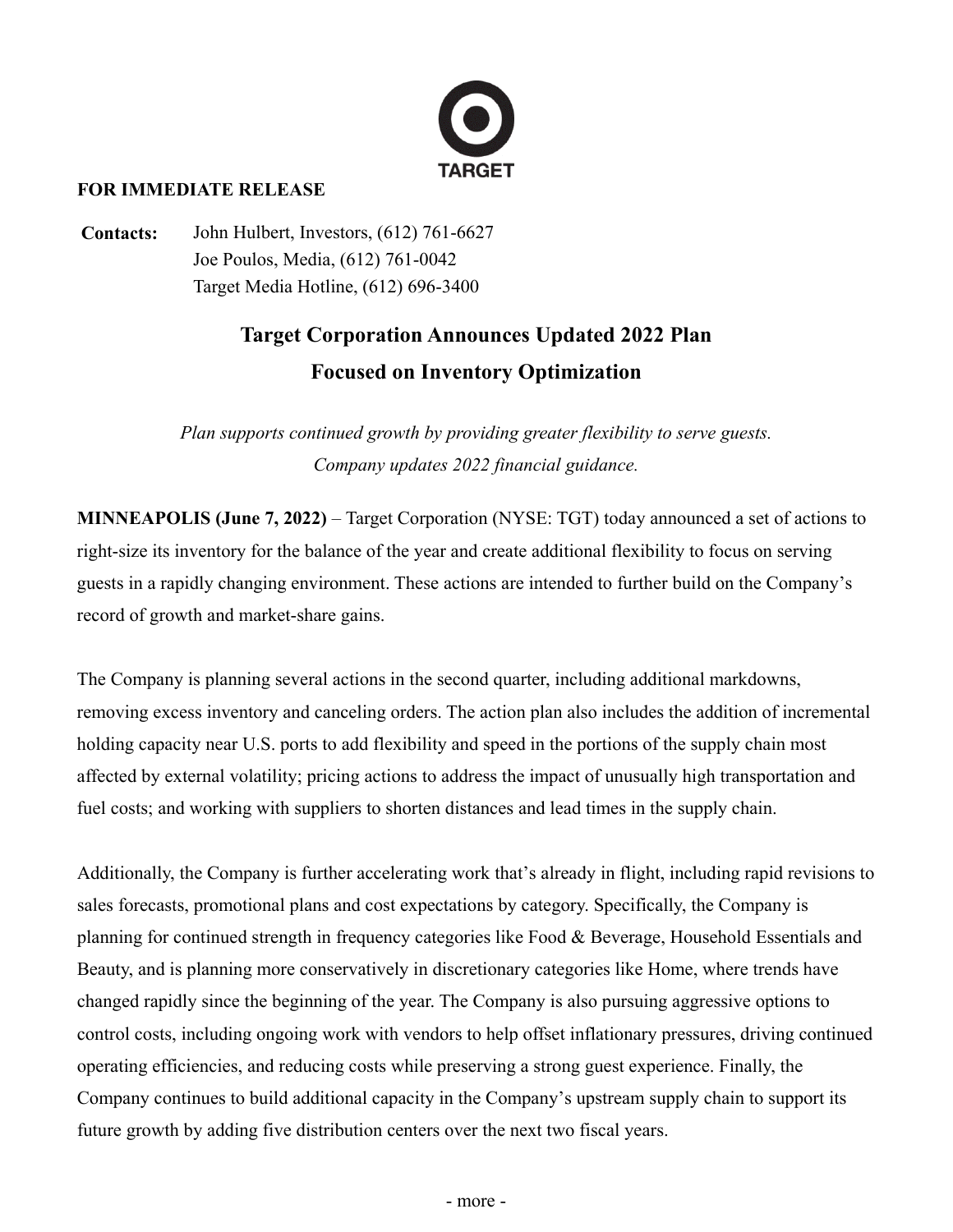TARGET

**FOR IMMEDIATE RELEASE**

**Contacts:** John Hulbert, Investors, (612) 761-6627
Joe Poulos, Media, (612) 761-0042
Target Media Hotline, (612) 696-3400

# Target Corporation Announces Updated 2022 Plan Focused on Inventory Optimization

*Plan supports continued growth by providing greater flexibility to serve guests.*
*Company updates 2022 financial guidance.*

**MINNEAPOLIS (June 7, 2022)** – Target Corporation (NYSE: TGT) today announced a set of actions to right-size its inventory for the balance of the year and create additional flexibility to focus on serving guests in a rapidly changing environment. These actions are intended to further build on the Company's record of growth and market-share gains.

The Company is planning several actions in the second quarter, including additional markdowns, removing excess inventory and canceling orders. The action plan also includes the addition of incremental holding capacity near U.S. ports to add flexibility and speed in the portions of the supply chain most affected by external volatility; pricing actions to address the impact of unusually high transportation and fuel costs; and working with suppliers to shorten distances and lead times in the supply chain.

Additionally, the Company is further accelerating work that's already in flight, including rapid revisions to sales forecasts, promotional plans and cost expectations by category. Specifically, the Company is planning for continued strength in frequency categories like Food & Beverage, Household Essentials and Beauty, and is planning more conservatively in discretionary categories like Home, where trends have changed rapidly since the beginning of the year. The Company is also pursuing aggressive options to control costs, including ongoing work with vendors to help offset inflationary pressures, driving continued operating efficiencies, and reducing costs while preserving a strong guest experience. Finally, the Company continues to build additional capacity in the Company's upstream supply chain to support its future growth by adding five distribution centers over the next two fiscal years.

- more -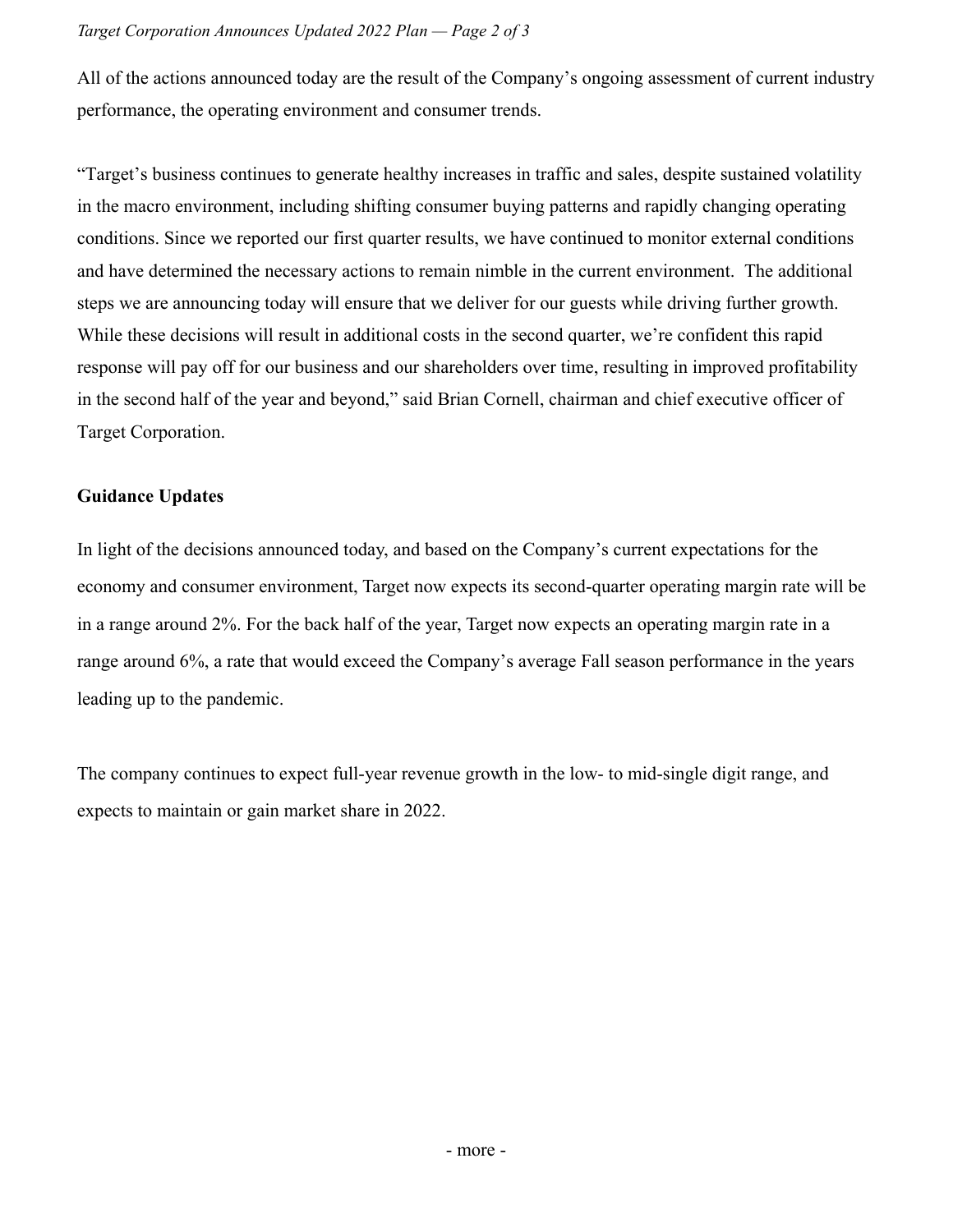All of the actions announced today are the result of the Company's ongoing assessment of current industry performance, the operating environment and consumer trends.

"Target's business continues to generate healthy increases in traffic and sales, despite sustained volatility in the macro environment, including shifting consumer buying patterns and rapidly changing operating conditions. Since we reported our first quarter results, we have continued to monitor external conditions and have determined the necessary actions to remain nimble in the current environment. The additional steps we are announcing today will ensure that we deliver for our guests while driving further growth. While these decisions will result in additional costs in the second quarter, we're confident this rapid response will pay off for our business and our shareholders over time, resulting in improved profitability in the second half of the year and beyond," said Brian Cornell, chairman and chief executive officer of Target Corporation.

**Guidance Updates**

In light of the decisions announced today, and based on the Company's current expectations for the economy and consumer environment, Target now expects its second-quarter operating margin rate will be in a range around 2%. For the back half of the year, Target now expects an operating margin rate in a range around 6%, a rate that would exceed the Company's average Fall season performance in the years leading up to the pandemic.

The company continues to expect full-year revenue growth in the low- to mid-single digit range, and expects to maintain or gain market share in 2022.

- more -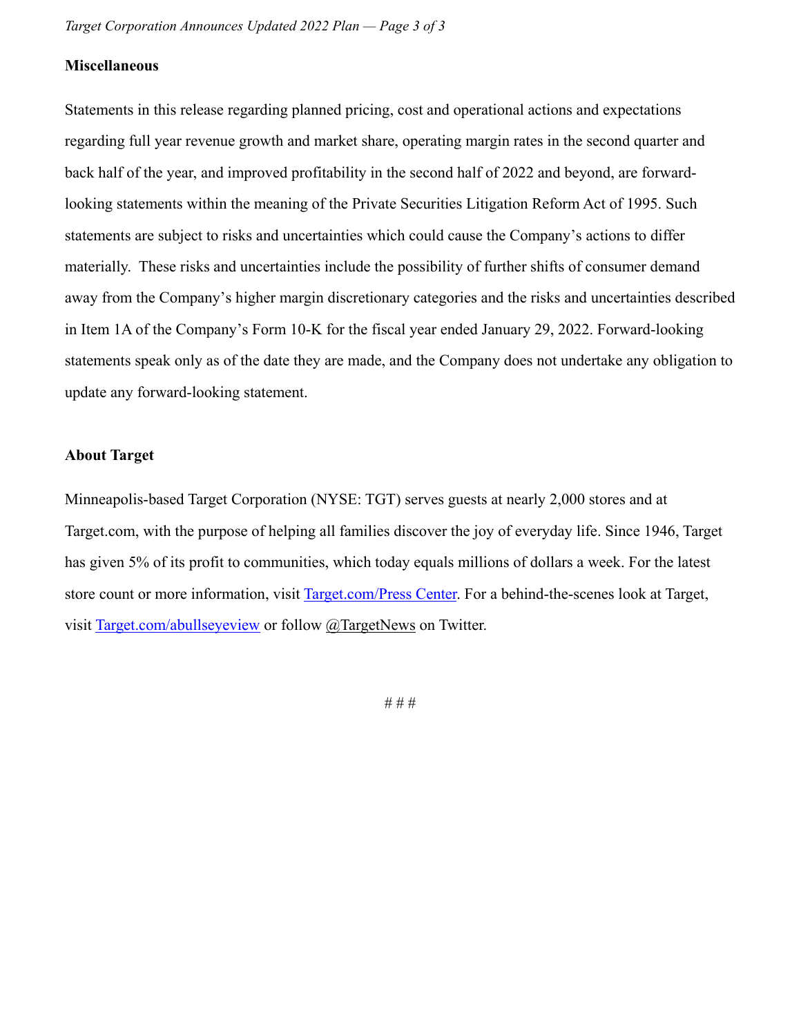**Miscellaneous**

Statements in this release regarding planned pricing, cost and operational actions and expectations regarding full year revenue growth and market share, operating margin rates in the second quarter and back half of the year, and improved profitability in the second half of 2022 and beyond, are forward-looking statements within the meaning of the Private Securities Litigation Reform Act of 1995. Such statements are subject to risks and uncertainties which could cause the Company's actions to differ materially. These risks and uncertainties include the possibility of further shifts of consumer demand away from the Company's higher margin discretionary categories and the risks and uncertainties described in Item 1A of the Company's Form 10-K for the fiscal year ended January 29, 2022. Forward-looking statements speak only as of the date they are made, and the Company does not undertake any obligation to update any forward-looking statement.

**About Target**

Minneapolis-based Target Corporation (NYSE: TGT) serves guests at nearly 2,000 stores and at Target.com, with the purpose of helping all families discover the joy of everyday life. Since 1946, Target has given 5% of its profit to communities, which today equals millions of dollars a week. For the latest store count or more information, visit Target.com/Press Center. For a behind-the-scenes look at Target, visit Target.com/abullseyeview or follow @TargetNews on Twitter.

# # #